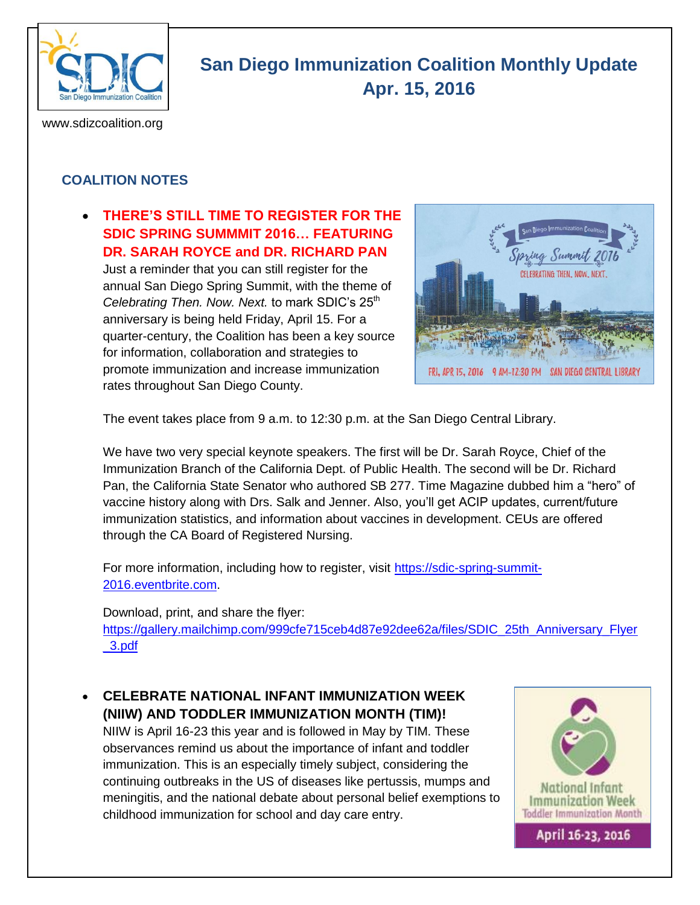# San Diego Immunization Coalition Monthly Update

# Apr. 15, 2016

www.sdizcoalition.org

## COALITION NOTES

- **THERE'S STILL TIME TO REGISTER FOR THE SDIC SPRING SUMMMIT 2016… FEATURING DR. SARAH ROYCE and DR. RICHARD PAN**

  Just a reminder that you can still register for the annual San Diego Spring Summit, with the theme of *Celebrating Then. Now. Next.* to mark SDIC's 25th anniversary is being held Friday, April 15. For a quarter-century, the Coalition has been a key source for information, collaboration and strategies to promote immunization and increase immunization rates throughout San Diego County.

  The event takes place from 9 a.m. to 12:30 p.m. at the San Diego Central Library.

  We have two very special keynote speakers. The first will be Dr. Sarah Royce, Chief of the Immunization Branch of the California Dept. of Public Health. The second will be Dr. Richard Pan, the California State Senator who authored SB 277. Time Magazine dubbed him a "hero" of vaccine history along with Drs. Salk and Jenner. Also, you'll get ACIP updates, current/future immunization statistics, and information about vaccines in development. CEUs are offered through the CA Board of Registered Nursing.

  For more information, including how to register, visit https://sdic-spring-summit-2016.eventbrite.com.

  Download, print, and share the flyer: https://gallery.mailchimp.com/999cfe715ceb4d87e92dee62a/files/SDIC_25th_Anniversary_Flyer_3.pdf

- **CELEBRATE NATIONAL INFANT IMMUNIZATION WEEK (NIIW) AND TODDLER IMMUNIZATION MONTH (TIM)!**

  NIIW is April 16-23 this year and is followed in May by TIM. These observances remind us about the importance of infant and toddler immunization. This is an especially timely subject, considering the continuing outbreaks in the US of diseases like pertussis, mumps and meningitis, and the national debate about personal belief exemptions to childhood immunization for school and day care entry.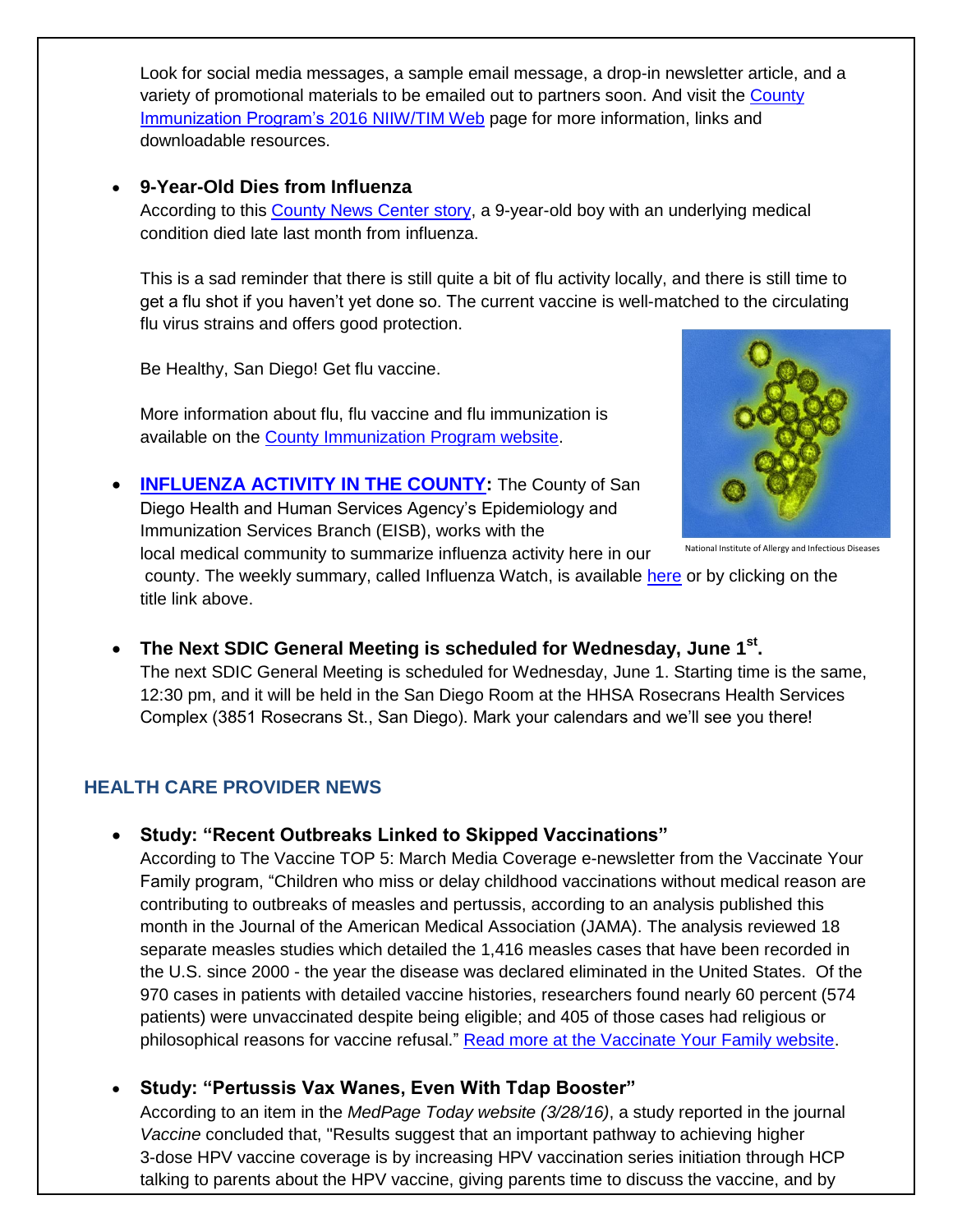Look for social media messages, a sample email message, a drop-in newsletter article, and a variety of promotional materials to be emailed out to partners soon. And visit the County Immunization Program's 2016 NIIW/TIM Web page for more information, links and downloadable resources.

- **9-Year-Old Dies from Influenza**
  According to this County News Center story, a 9-year-old boy with an underlying medical condition died late last month from influenza.

  This is a sad reminder that there is still quite a bit of flu activity locally, and there is still time to get a flu shot if you haven't yet done so. The current vaccine is well-matched to the circulating flu virus strains and offers good protection.

  Be Healthy, San Diego! Get flu vaccine.

  More information about flu, flu vaccine and flu immunization is available on the County Immunization Program website.

- **INFLUENZA ACTIVITY IN THE COUNTY:** The County of San Diego Health and Human Services Agency's Epidemiology and Immunization Services Branch (EISB), works with the local medical community to summarize influenza activity here in our county. The weekly summary, called Influenza Watch, is available here or by clicking on the title link above.

National Institute of Allergy and Infectious Diseases

- **The Next SDIC General Meeting is scheduled for Wednesday, June 1st.**
  The next SDIC General Meeting is scheduled for Wednesday, June 1. Starting time is the same, 12:30 pm, and it will be held in the San Diego Room at the HHSA Rosecrans Health Services Complex (3851 Rosecrans St., San Diego). Mark your calendars and we'll see you there!

## HEALTH CARE PROVIDER NEWS

- **Study: "Recent Outbreaks Linked to Skipped Vaccinations"**
  According to The Vaccine TOP 5: March Media Coverage e-newsletter from the Vaccinate Your Family program, "Children who miss or delay childhood vaccinations without medical reason are contributing to outbreaks of measles and pertussis, according to an analysis published this month in the Journal of the American Medical Association (JAMA). The analysis reviewed 18 separate measles studies which detailed the 1,416 measles cases that have been recorded in the U.S. since 2000 - the year the disease was declared eliminated in the United States. Of the 970 cases in patients with detailed vaccine histories, researchers found nearly 60 percent (574 patients) were unvaccinated despite being eligible; and 405 of those cases had religious or philosophical reasons for vaccine refusal." Read more at the Vaccinate Your Family website.

- **Study: "Pertussis Vax Wanes, Even With Tdap Booster"**
  According to an item in the *MedPage Today website (3/28/16)*, a study reported in the journal *Vaccine* concluded that, "Results suggest that an important pathway to achieving higher 3-dose HPV vaccine coverage is by increasing HPV vaccination series initiation through HCP talking to parents about the HPV vaccine, giving parents time to discuss the vaccine, and by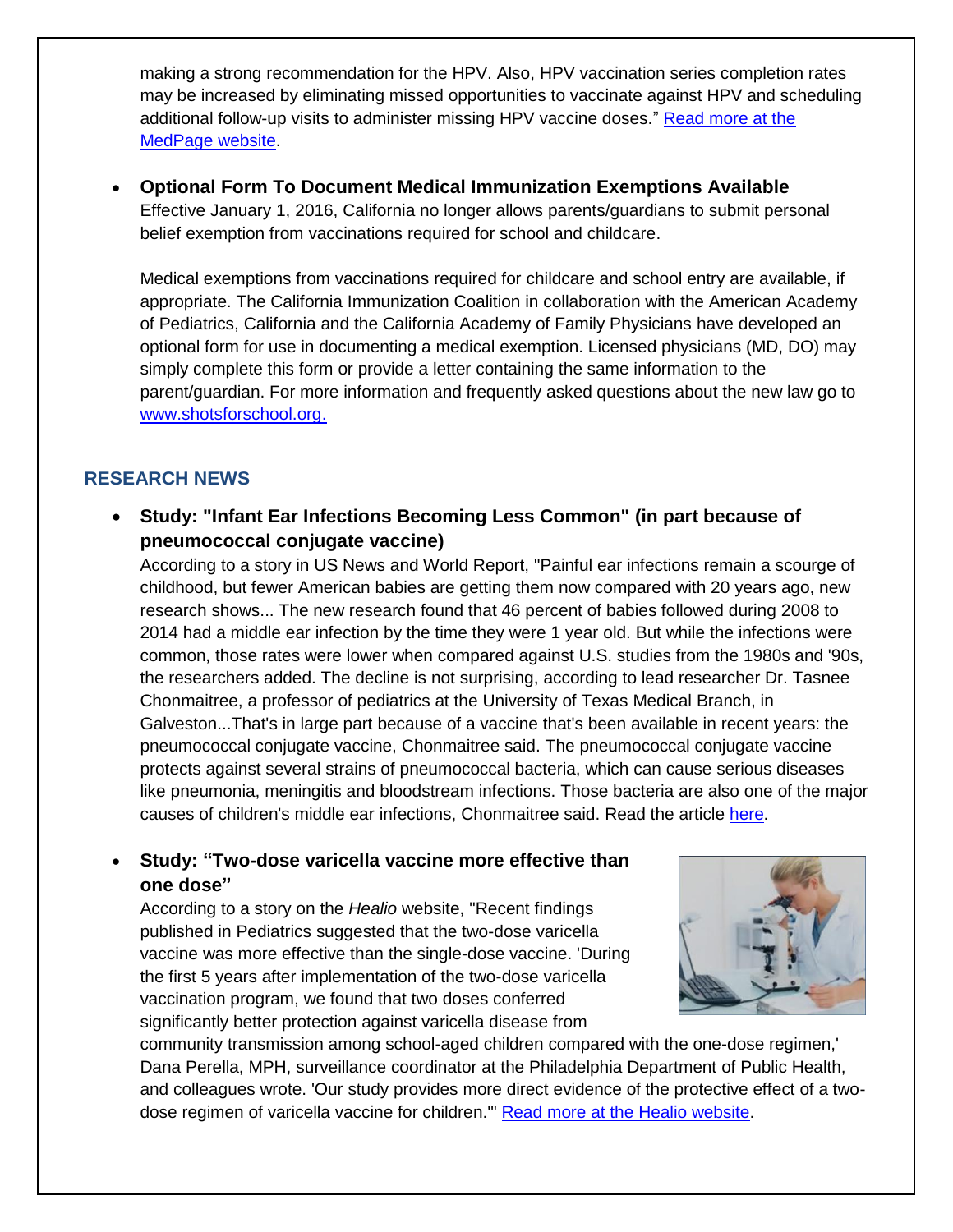making a strong recommendation for the HPV. Also, HPV vaccination series completion rates may be increased by eliminating missed opportunities to vaccinate against HPV and scheduling additional follow-up visits to administer missing HPV vaccine doses." [Read more at the MedPage website](#).

- **Optional Form To Document Medical Immunization Exemptions Available**
  Effective January 1, 2016, California no longer allows parents/guardians to submit personal belief exemption from vaccinations required for school and childcare.

  Medical exemptions from vaccinations required for childcare and school entry are available, if appropriate. The California Immunization Coalition in collaboration with the American Academy of Pediatrics, California and the California Academy of Family Physicians have developed an optional form for use in documenting a medical exemption. Licensed physicians (MD, DO) may simply complete this form or provide a letter containing the same information to the parent/guardian. For more information and frequently asked questions about the new law go to [www.shotsforschool.org.](http://www.shotsforschool.org)

## RESEARCH NEWS

- **Study: "Infant Ear Infections Becoming Less Common" (in part because of pneumococcal conjugate vaccine)**
  According to a story in US News and World Report, "Painful ear infections remain a scourge of childhood, but fewer American babies are getting them now compared with 20 years ago, new research shows... The new research found that 46 percent of babies followed during 2008 to 2014 had a middle ear infection by the time they were 1 year old. But while the infections were common, those rates were lower when compared against U.S. studies from the 1980s and '90s, the researchers added. The decline is not surprising, according to lead researcher Dr. Tasnee Chonmaitree, a professor of pediatrics at the University of Texas Medical Branch, in Galveston...That's in large part because of a vaccine that's been available in recent years: the pneumococcal conjugate vaccine, Chonmaitree said. The pneumococcal conjugate vaccine protects against several strains of pneumococcal bacteria, which can cause serious diseases like pneumonia, meningitis and bloodstream infections. Those bacteria are also one of the major causes of children's middle ear infections, Chonmaitree said. Read the article [here](#).

- **Study: "Two-dose varicella vaccine more effective than one dose"**
  According to a story on the *Healio* website, "Recent findings published in Pediatrics suggested that the two-dose varicella vaccine was more effective than the single-dose vaccine. 'During the first 5 years after implementation of the two-dose varicella vaccination program, we found that two doses conferred significantly better protection against varicella disease from community transmission among school-aged children compared with the one-dose regimen,' Dana Perella, MPH, surveillance coordinator at the Philadelphia Department of Public Health, and colleagues wrote. 'Our study provides more direct evidence of the protective effect of a two-dose regimen of varicella vaccine for children.'" [Read more at the Healio website](#).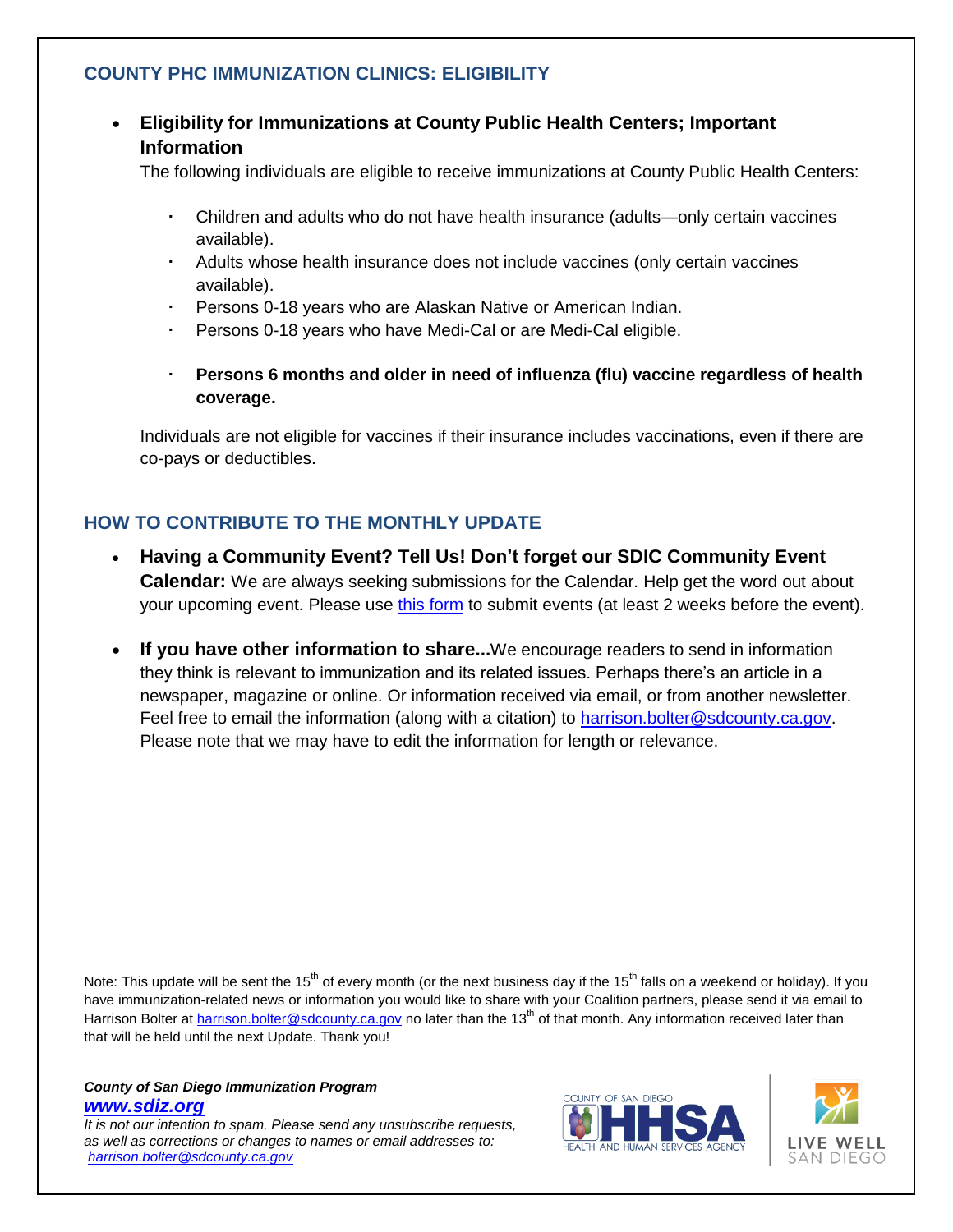## COUNTY PHC IMMUNIZATION CLINICS: ELIGIBILITY

- **Eligibility for Immunizations at County Public Health Centers; Important Information**

  The following individuals are eligible to receive immunizations at County Public Health Centers:

  - Children and adults who do not have health insurance (adults—only certain vaccines available).
  - Adults whose health insurance does not include vaccines (only certain vaccines available).
  - Persons 0-18 years who are Alaskan Native or American Indian.
  - Persons 0-18 years who have Medi-Cal or are Medi-Cal eligible.
  - **Persons 6 months and older in need of influenza (flu) vaccine regardless of health coverage.**

  Individuals are not eligible for vaccines if their insurance includes vaccinations, even if there are co-pays or deductibles.

## HOW TO CONTRIBUTE TO THE MONTHLY UPDATE

- **Having a Community Event? Tell Us! Don't forget our SDIC Community Event Calendar:** We are always seeking submissions for the Calendar. Help get the word out about your upcoming event. Please use this form to submit events (at least 2 weeks before the event).

- **If you have other information to share...**We encourage readers to send in information they think is relevant to immunization and its related issues. Perhaps there's an article in a newspaper, magazine or online. Or information received via email, or from another newsletter. Feel free to email the information (along with a citation) to harrison.bolter@sdcounty.ca.gov. Please note that we may have to edit the information for length or relevance.

Note: This update will be sent the 15th of every month (or the next business day if the 15th falls on a weekend or holiday). If you have immunization-related news or information you would like to share with your Coalition partners, please send it via email to Harrison Bolter at harrison.bolter@sdcounty.ca.gov no later than the 13th of that month. Any information received later than that will be held until the next Update. Thank you!

***County of San Diego Immunization Program***
***www.sdiz.org***
*It is not our intention to spam. Please send any unsubscribe requests, as well as corrections or changes to names or email addresses to: harrison.bolter@sdcounty.ca.gov*

COUNTY OF SAN DIEGO HHSA HEALTH AND HUMAN SERVICES AGENCY

LIVE WELL SAN DIEGO